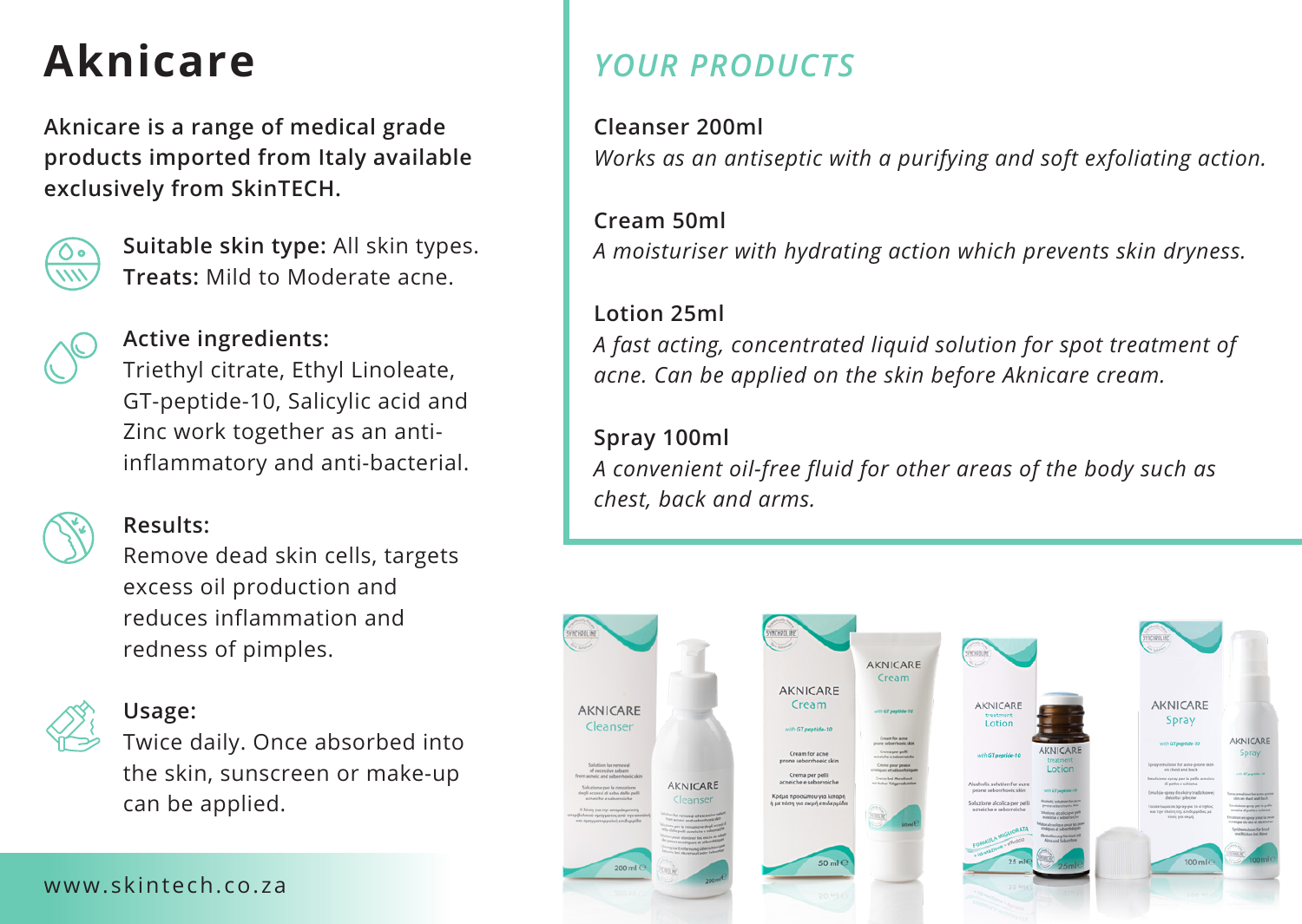# Aknicare

**Aknicare is a range of medical grade products imported from Italy available exclusively from SkinTECH.**

**Suitable skin type:** All skin types.
**Treats:** Mild to Moderate acne.

**Active ingredients:**
Triethyl citrate, Ethyl Linoleate, GT-peptide-10, Salicylic acid and Zinc work together as an anti-inflammatory and anti-bacterial.

**Results:**
Remove dead skin cells, targets excess oil production and reduces inflammation and redness of pimples.

**Usage:**
Twice daily. Once absorbed into the skin, sunscreen or make-up can be applied.

www.skintech.co.za

## *YOUR PRODUCTS*

**Cleanser 200ml**
*Works as an antiseptic with a purifying and soft exfoliating action.*

**Cream 50ml**
*A moisturiser with hydrating action which prevents skin dryness.*

**Lotion 25ml**
*A fast acting, concentrated liquid solution for spot treatment of acne. Can be applied on the skin before Aknicare cream.*

**Spray 100ml**
*A convenient oil-free fluid for other areas of the body such as chest, back and arms.*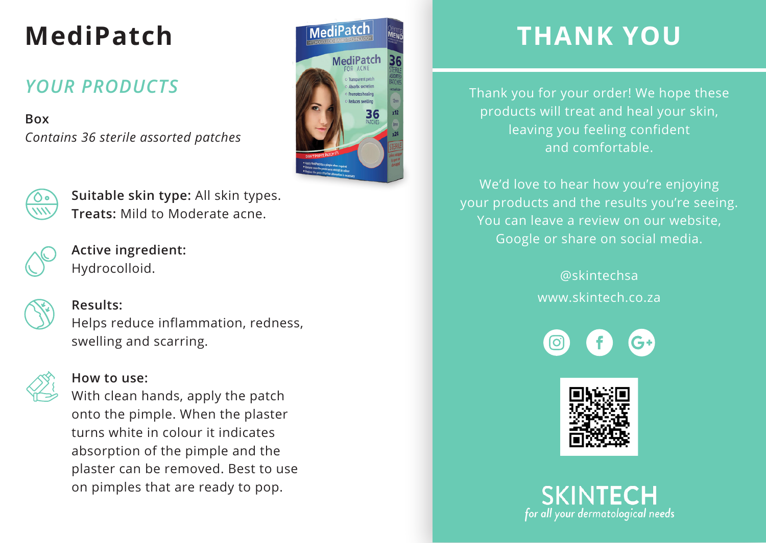# MediPatch

## *YOUR PRODUCTS*

**Box**
*Contains 36 sterile assorted patches*

**Suitable skin type:** All skin types.
**Treats:** Mild to Moderate acne.

**Active ingredient:**
Hydrocolloid.

**Results:**
Helps reduce inflammation, redness, swelling and scarring.

**How to use:**
With clean hands, apply the patch onto the pimple. When the plaster turns white in colour it indicates absorption of the pimple and the plaster can be removed. Best to use on pimples that are ready to pop.

# THANK YOU

Thank you for your order! We hope these products will treat and heal your skin, leaving you feeling confident and comfortable.

We'd love to hear how you're enjoying your products and the results you're seeing. You can leave a review on our website, Google or share on social media.

@skintechsa
www.skintech.co.za

**SKINTECH**
*for all your dermatological needs*